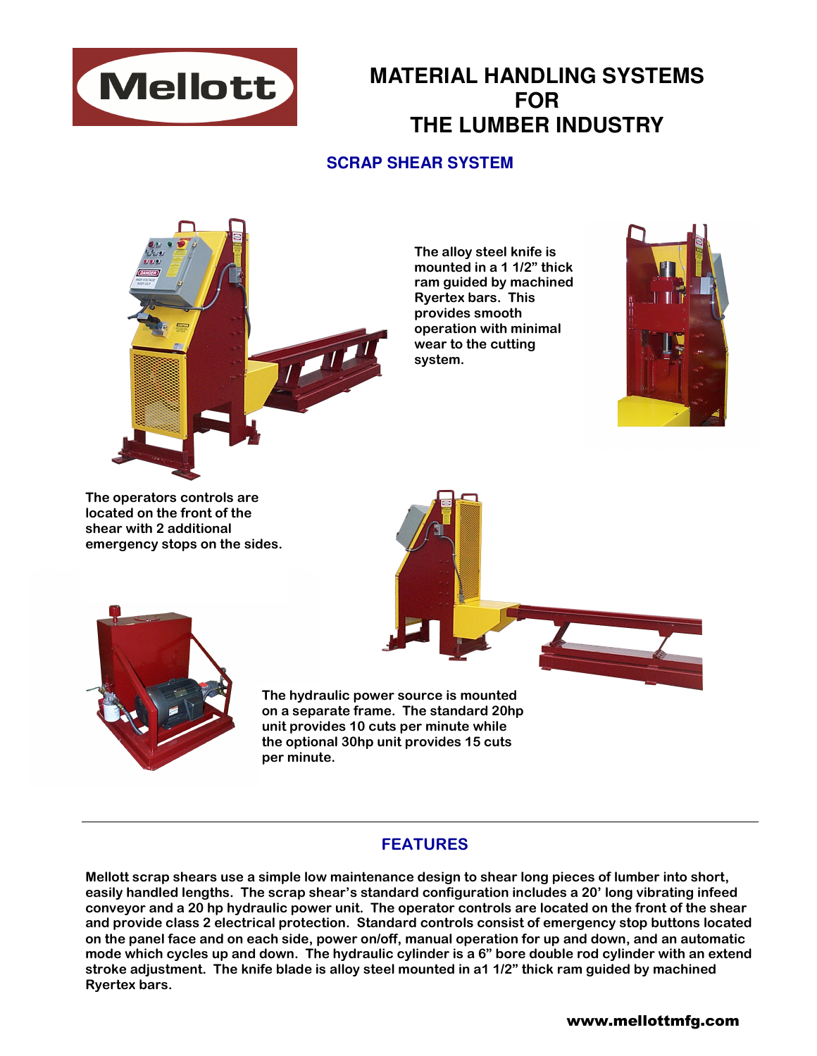# MATERIAL HANDLING SYSTEMS FOR THE LUMBER INDUSTRY

## SCRAP SHEAR SYSTEM

**The alloy steel knife is mounted in a 1 1/2" thick ram guided by machined Ryertex bars. This provides smooth operation with minimal wear to the cutting system.**

**The operators controls are located on the front of the shear with 2 additional emergency stops on the sides.**

**The hydraulic power source is mounted on a separate frame. The standard 20hp unit provides 10 cuts per minute while the optional 30hp unit provides 15 cuts per minute.**

---

## FEATURES

**Mellott scrap shears use a simple low maintenance design to shear long pieces of lumber into short, easily handled lengths. The scrap shear's standard configuration includes a 20' long vibrating infeed conveyor and a 20 hp hydraulic power unit. The operator controls are located on the front of the shear and provide class 2 electrical protection. Standard controls consist of emergency stop buttons located on the panel face and on each side, power on/off, manual operation for up and down, and an automatic mode which cycles up and down. The hydraulic cylinder is a 6" bore double rod cylinder with an extend stroke adjustment. The knife blade is alloy steel mounted in a1 1/2" thick ram guided by machined Ryertex bars.**

**www.mellottmfg.com**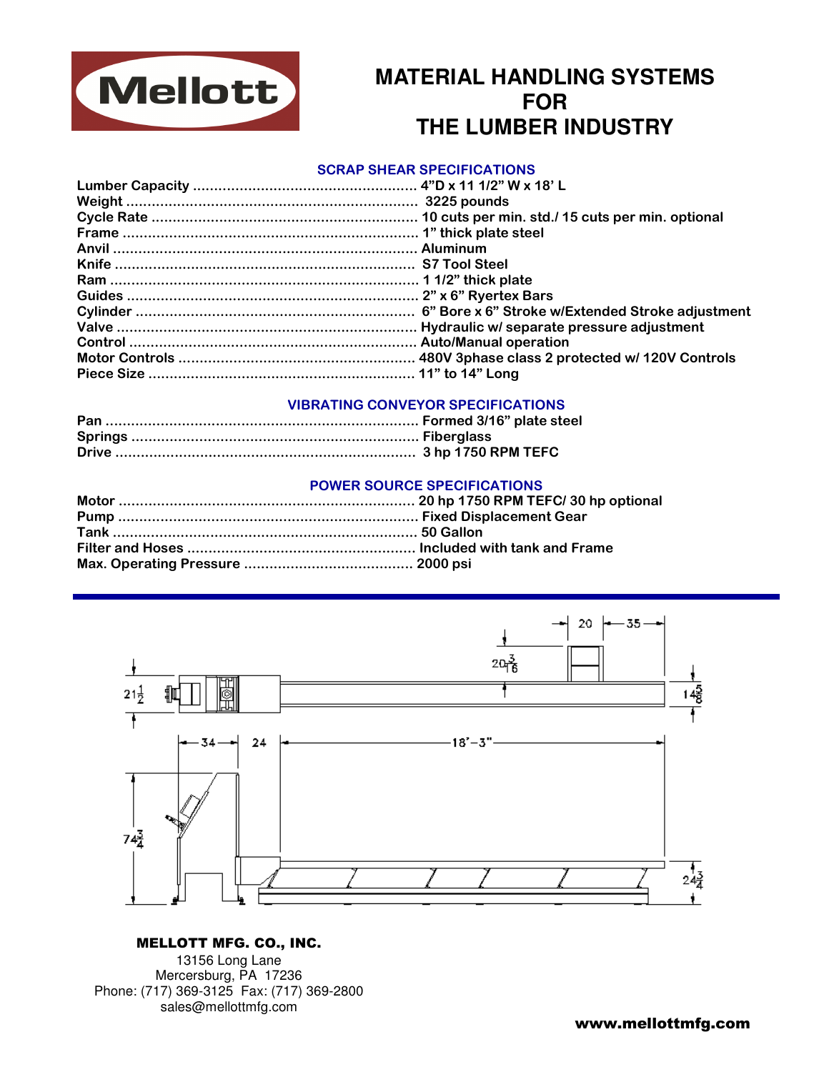# Mellott

# MATERIAL HANDLING SYSTEMS FOR THE LUMBER INDUSTRY

## SCRAP SHEAR SPECIFICATIONS

| | |
|---|---|
| **Lumber Capacity** | **4"D x 11 1/2" W x 18' L** |
| **Weight** | **3225 pounds** |
| **Cycle Rate** | **10 cuts per min. std./ 15 cuts per min. optional** |
| **Frame** | **1" thick plate steel** |
| **Anvil** | **Aluminum** |
| **Knife** | **S7 Tool Steel** |
| **Ram** | **1 1/2" thick plate** |
| **Guides** | **2" x 6" Ryertex Bars** |
| **Cylinder** | **6" Bore x 6" Stroke w/Extended Stroke adjustment** |
| **Valve** | **Hydraulic w/ separate pressure adjustment** |
| **Control** | **Auto/Manual operation** |
| **Motor Controls** | **480V 3phase class 2 protected w/ 120V Controls** |
| **Piece Size** | **11" to 14" Long** |

## VIBRATING CONVEYOR SPECIFICATIONS

| | |
|---|---|
| **Pan** | **Formed 3/16" plate steel** |
| **Springs** | **Fiberglass** |
| **Drive** | **3 hp 1750 RPM TEFC** |

## POWER SOURCE SPECIFICATIONS

| | |
|---|---|
| **Motor** | **20 hp 1750 RPM TEFC/ 30 hp optional** |
| **Pump** | **Fixed Displacement Gear** |
| **Tank** | **50 Gallon** |
| **Filter and Hoses** | **Included with tank and Frame** |
| **Max. Operating Pressure** | **2000 psi** |

20
35
$20\frac{3}{16}$
$21\frac{1}{2}$
$14\frac{5}{8}$
34
24
18'-3"
$74\frac{3}{4}$
$24\frac{3}{4}$

**MELLOTT MFG. CO., INC.**
13156 Long Lane
Mercersburg, PA 17236
Phone: (717) 369-3125 Fax: (717) 369-2800
sales@mellottmfg.com

**www.mellottmfg.com**